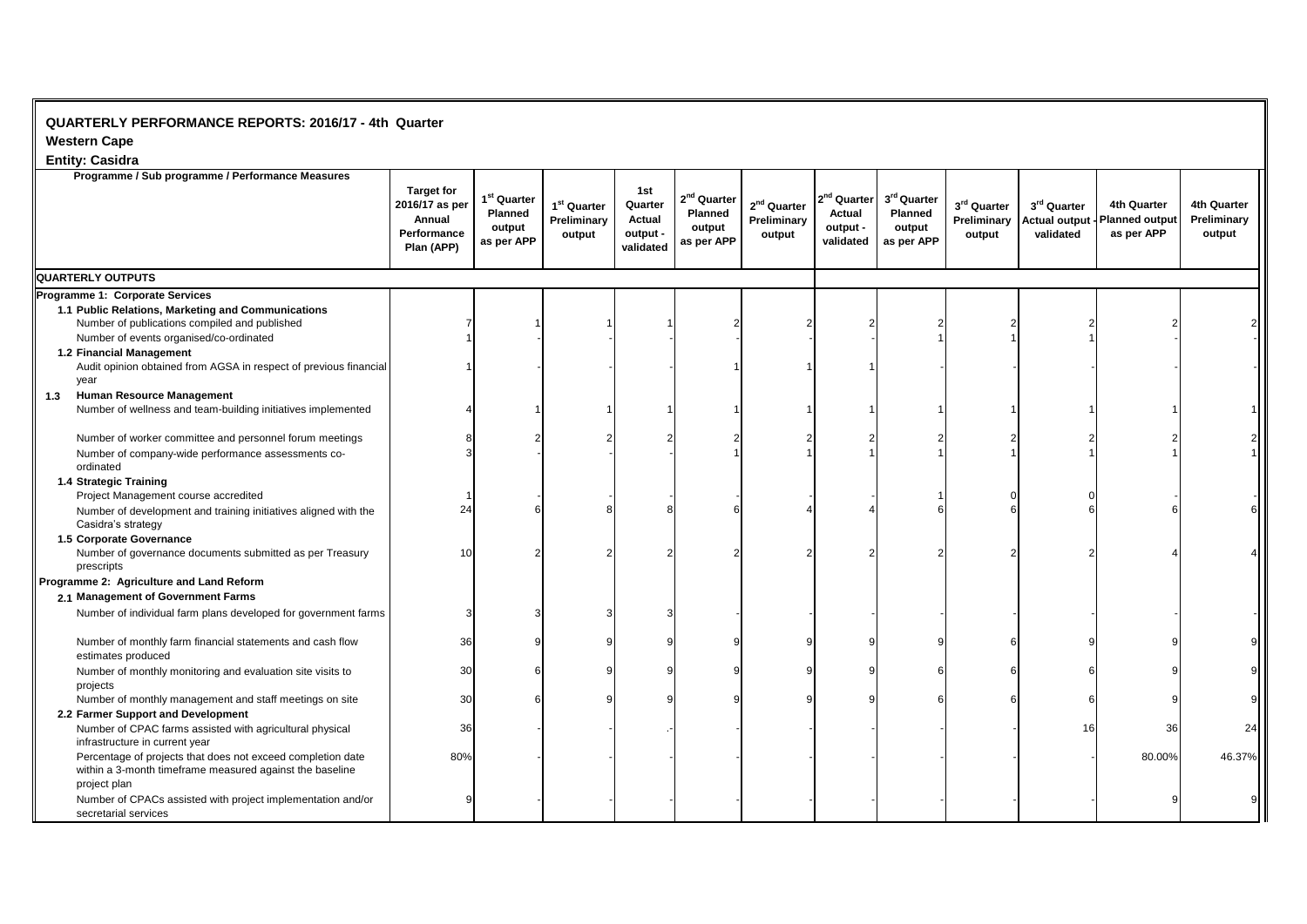**QUARTERLY PERFORMANCE REPORTS: 2016/17 - 4th Quarter**

**Western Cape**

**Entity: Casidra**

| Programme / Sub programme / Performance Measures | Target for 2016/17 as per Annual Performance Plan (APP) | 1st Quarter Planned output as per APP | 1st Quarter Preliminary output | 1st Quarter Actual output - validated | 2nd Quarter Planned output as per APP | 2nd Quarter Preliminary output | 2nd Quarter Actual output - validated | 3rd Quarter Planned output as per APP | 3rd Quarter Preliminary output | 3rd Quarter Actual output - validated | 4th Quarter Planned output as per APP | 4th Quarter Preliminary output |
|---|---|---|---|---|---|---|---|---|---|---|---|---|
| **QUARTERLY OUTPUTS** | | | | | | | | | | | | |
| **Programme 1: Corporate Services** | | | | | | | | | | | | |
| **1.1 Public Relations, Marketing and Communications** | | | | | | | | | | | | |
| Number of publications compiled and published | 7 | 1 | 1 | 1 | 2 | 2 | 2 | 2 | 2 | 2 | 2 | 2 |
| Number of events organised/co-ordinated | 1 | - | - | - | - | - | - | 1 | 1 | 1 | - | - |
| **1.2 Financial Management** | | | | | | | | | | | | |
| Audit opinion obtained from AGSA in respect of previous financial year | 1 | - | - | - | 1 | 1 | 1 | - | - | - | - | - |
| **1.3 Human Resource Management** | | | | | | | | | | | | |
| Number of wellness and team-building initiatives implemented | 4 | 1 | 1 | 1 | 1 | 1 | 1 | 1 | 1 | 1 | 1 | 1 |
| Number of worker committee and personnel forum meetings | 8 | 2 | 2 | 2 | 2 | 2 | 2 | 2 | 2 | 2 | 2 | 2 |
| Number of company-wide performance assessments co-ordinated | 3 | - | - | - | 1 | 1 | 1 | 1 | 1 | 1 | 1 | 1 |
| **1.4 Strategic Training** | | | | | | | | | | | | |
| Project Management course accredited | 1 | - | - | - | - | - | - | 1 | 0 | 0 | - | - |
| Number of development and training initiatives aligned with the Casidra's strategy | 24 | 6 | 8 | 8 | 6 | 4 | 4 | 6 | 6 | 6 | 6 | 6 |
| **1.5 Corporate Governance** | | | | | | | | | | | | |
| Number of governance documents submitted as per Treasury prescripts | 10 | 2 | 2 | 2 | 2 | 2 | 2 | 2 | 2 | 2 | 4 | 4 |
| **Programme 2: Agriculture and Land Reform** | | | | | | | | | | | | |
| **2.1 Management of Government Farms** | | | | | | | | | | | | |
| Number of individual farm plans developed for government farms | 3 | 3 | 3 | 3 | - | - | - | - | - | - | - | - |
| Number of monthly farm financial statements and cash flow estimates produced | 36 | 9 | 9 | 9 | 9 | 9 | 9 | 9 | 6 | 9 | 9 | 9 |
| Number of monthly monitoring and evaluation site visits to projects | 30 | 6 | 9 | 9 | 9 | 9 | 9 | 6 | 6 | 6 | 9 | 9 |
| Number of monthly management and staff meetings on site | 30 | 6 | 9 | 9 | 9 | 9 | 9 | 6 | 6 | 6 | 9 | 9 |
| **2.2 Farmer Support and Development** | | | | | | | | | | | | |
| Number of CPAC farms assisted with agricultural physical infrastructure in current year | 36 | - | - | .- | - | - | - | - | - | 16 | 36 | 24 |
| Percentage of projects that does not exceed completion date within a 3-month timeframe measured against the baseline project plan | 80% | - | - | - | - | - | - | - | - | - | 80.00% | 46.37% |
| Number of CPACs assisted with project implementation and/or secretarial services | 9 | - | - | - | - | - | - | - | - | - | 9 | 9 |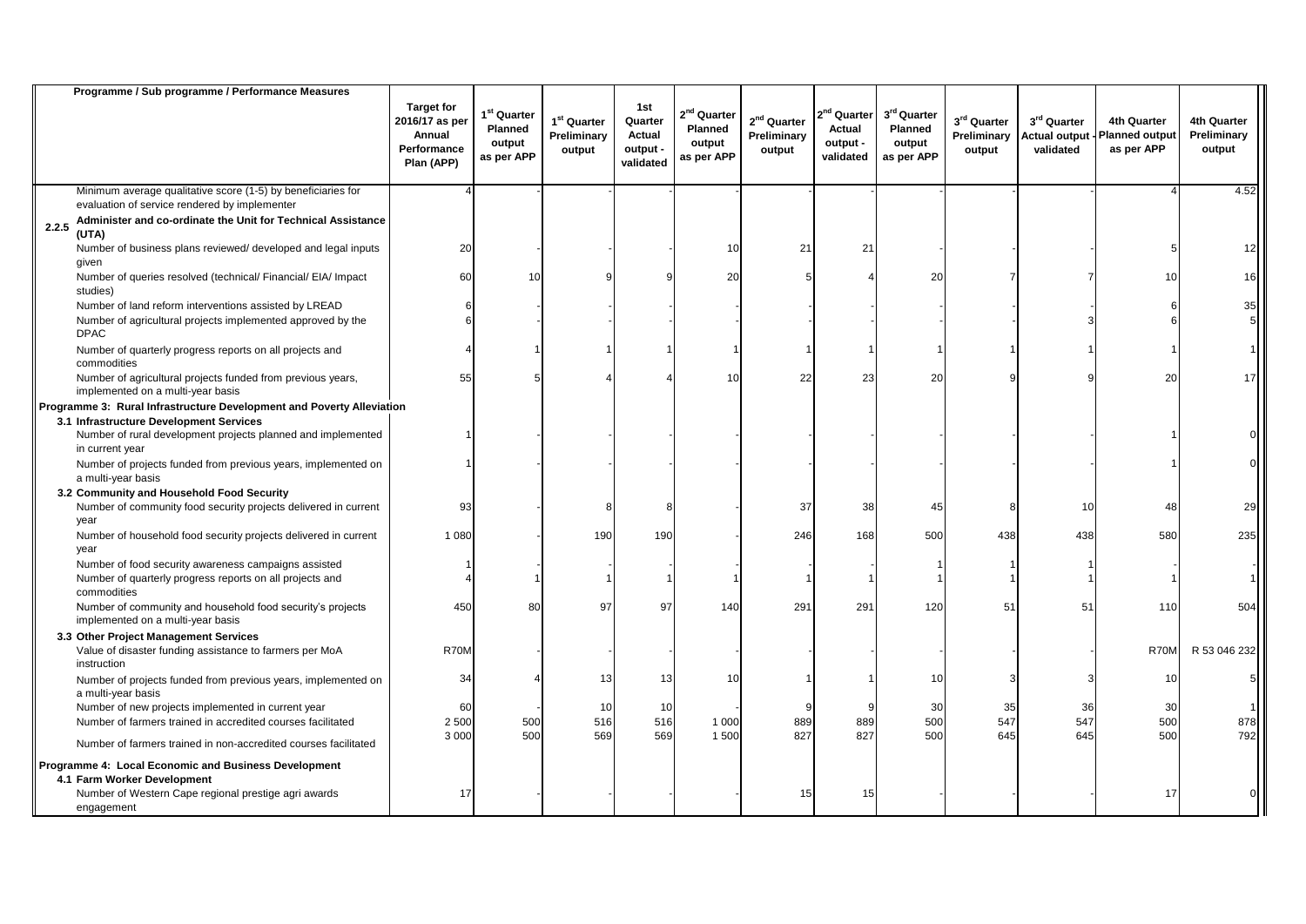| Programme / Sub programme / Performance Measures | Target for 2016/17 as per Annual Performance Plan (APP) | 1st Quarter Planned output as per APP | 1st Quarter Preliminary output | 1st Quarter Actual output - validated | 2nd Quarter Planned output as per APP | 2nd Quarter Preliminary output | 2nd Quarter Actual output - validated | 3rd Quarter Planned output as per APP | 3rd Quarter Preliminary output | 3rd Quarter Actual output - validated | 4th Quarter Planned output as per APP | 4th Quarter Preliminary output |
|---|---|---|---|---|---|---|---|---|---|---|---|---|
| Minimum average qualitative score (1-5) by beneficiaries for evaluation of service rendered by implementer | 4 | - | - | - | - | - | - | - | - | - | 4 | 4.52 |
| **2.2.5 Administer and co-ordinate the Unit for Technical Assistance (UTA)** | | | | | | | | | | | | |
| Number of business plans reviewed/ developed and legal inputs given | 20 | - | - | - | 10 | 21 | 21 | - | - | - | 5 | 12 |
| Number of queries resolved (technical/ Financial/ EIA/ Impact studies) | 60 | 10 | 9 | 9 | 20 | 5 | 4 | 20 | 7 | 7 | 10 | 16 |
| Number of land reform interventions assisted by LREAD | 6 | - | - | - | - | - | - | - | - | - | 6 | 35 |
| Number of agricultural projects implemented approved by the DPAC | 6 | - | - | - | - | - | - | - | - | 3 | 6 | 5 |
| Number of quarterly progress reports on all projects and commodities | 4 | 1 | 1 | 1 | 1 | 1 | 1 | 1 | 1 | 1 | 1 | 1 |
| Number of agricultural projects funded from previous years, implemented on a multi-year basis | 55 | 5 | 4 | 4 | 10 | 22 | 23 | 20 | 9 | 9 | 20 | 17 |
| **Programme 3: Rural Infrastructure Development and Poverty Alleviation** | | | | | | | | | | | | |
| **3.1 Infrastructure Development Services** | | | | | | | | | | | | |
| Number of rural development projects planned and implemented in current year | 1 | - | - | - | - | - | - | - | - | - | 1 | 0 |
| Number of projects funded from previous years, implemented on a multi-year basis | 1 | - | - | - | - | - | - | - | - | - | 1 | 0 |
| **3.2 Community and Household Food Security** | | | | | | | | | | | | |
| Number of community food security projects delivered in current year | 93 | - | 8 | 8 | - | 37 | 38 | 45 | 8 | 10 | 48 | 29 |
| Number of household food security projects delivered in current year | 1 080 | - | 190 | 190 | - | 246 | 168 | 500 | 438 | 438 | 580 | 235 |
| Number of food security awareness campaigns assisted | 1 | - | - | - | - | - | - | 1 | 1 | 1 | - | - |
| Number of quarterly progress reports on all projects and commodities | 4 | 1 | 1 | 1 | 1 | 1 | 1 | 1 | 1 | 1 | 1 | 1 |
| Number of community and household food security's projects implemented on a multi-year basis | 450 | 80 | 97 | 97 | 140 | 291 | 291 | 120 | 51 | 51 | 110 | 504 |
| **3.3 Other Project Management Services** | | | | | | | | | | | | |
| Value of disaster funding assistance to farmers per MoA instruction | R70M | - | - | - | - | - | - | - | - | - | R70M | R 53 046 232 |
| Number of projects funded from previous years, implemented on a multi-year basis | 34 | 4 | 13 | 13 | 10 | 1 | 1 | 10 | 3 | 3 | 10 | 5 |
| Number of new projects implemented in current year | 60 | - | 10 | 10 | - | 9 | 9 | 30 | 35 | 36 | 30 | 1 |
| Number of farmers trained in accredited courses facilitated | 2 500 | 500 | 516 | 516 | 1 000 | 889 | 889 | 500 | 547 | 547 | 500 | 878 |
| Number of farmers trained in non-accredited courses facilitated | 3 000 | 500 | 569 | 569 | 1 500 | 827 | 827 | 500 | 645 | 645 | 500 | 792 |
| **Programme 4: Local Economic and Business Development** | | | | | | | | | | | | |
| **4.1 Farm Worker Development** | | | | | | | | | | | | |
| Number of Western Cape regional prestige agri awards engagement | 17 | - | - | - | - | 15 | 15 | - | - | - | 17 | 0 |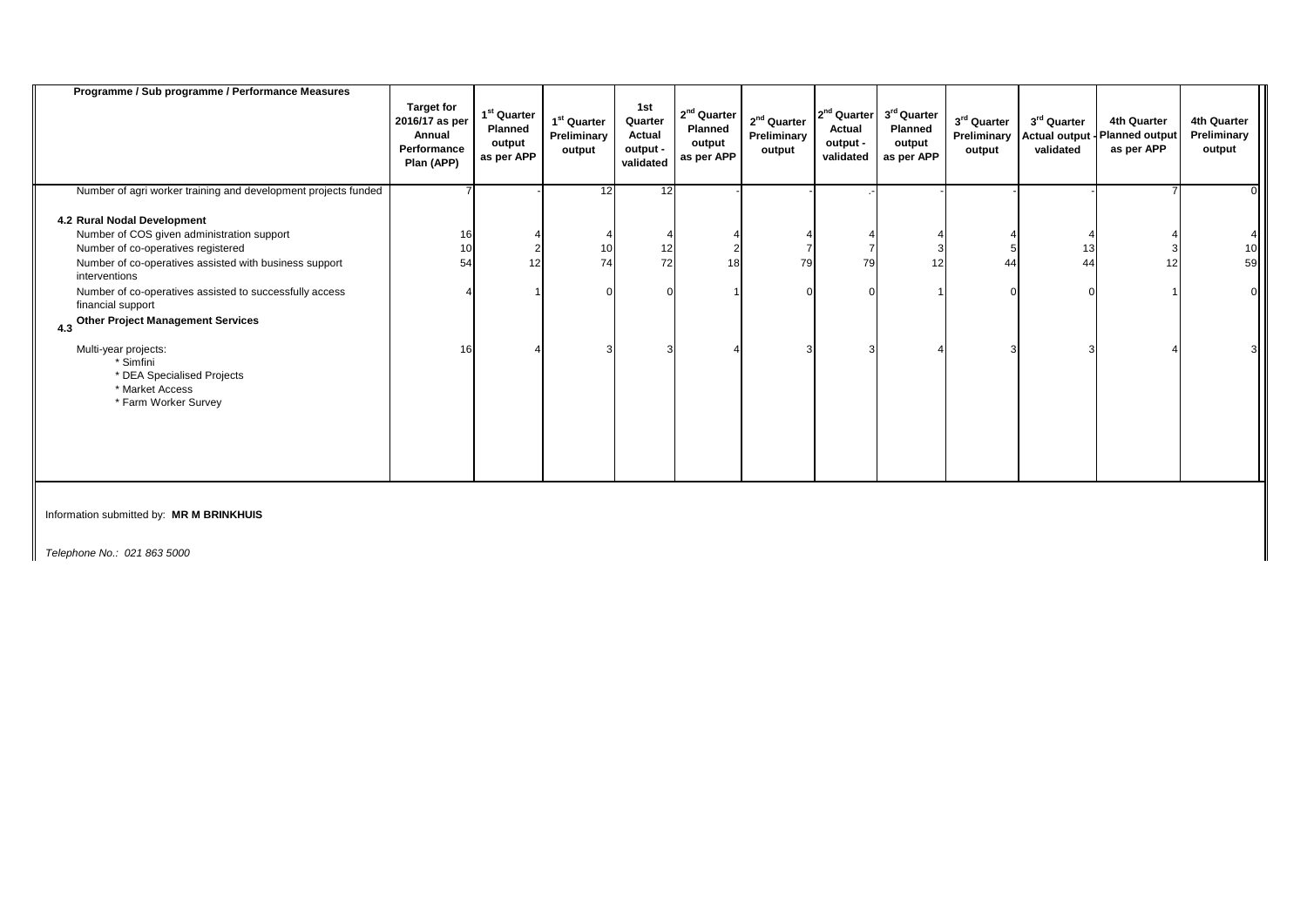| Programme / Sub programme / Performance Measures | Target for 2016/17 as per Annual Performance Plan (APP) | 1st Quarter Planned output as per APP | 1st Quarter Preliminary output | 1st Quarter Actual output - validated | 2nd Quarter Planned output as per APP | 2nd Quarter Preliminary output | 2nd Quarter Actual output - validated | 3rd Quarter Planned output as per APP | 3rd Quarter Preliminary output | 3rd Quarter Actual output - validated | 4th Quarter Planned output as per APP | 4th Quarter Preliminary output |
|---|---|---|---|---|---|---|---|---|---|---|---|---|
| Number of agri worker training and development projects funded | 7 | - | 12 | 12 | - | - | .- | - | - | - | 7 | 0 |
| **4.2 Rural Nodal Development** | | | | | | | | | | | | |
| Number of COS given administration support | 16 | 4 | 4 | 4 | 4 | 4 | 4 | 4 | 4 | 4 | 4 | 4 |
| Number of co-operatives registered | 10 | 2 | 10 | 12 | 2 | 7 | 7 | 3 | 5 | 13 | 3 | 10 |
| Number of co-operatives assisted with business support interventions | 54 | 12 | 74 | 72 | 18 | 79 | 79 | 12 | 44 | 44 | 12 | 59 |
| Number of co-operatives assisted to successfully access financial support | 4 | 1 | 0 | 0 | 1 | 0 | 0 | 1 | 0 | 0 | 1 | 0 |
| **4.3 Other Project Management Services** | | | | | | | | | | | | |
| Multi-year projects:<br>* Simfini<br>* DEA Specialised Projects<br>* Market Access<br>* Farm Worker Survey | 16 | 4 | 3 | 3 | 4 | 3 | 3 | 4 | 3 | 3 | 4 | 3 |

Information submitted by: **MR M BRINKHUIS**

*Telephone No.: 021 863 5000*